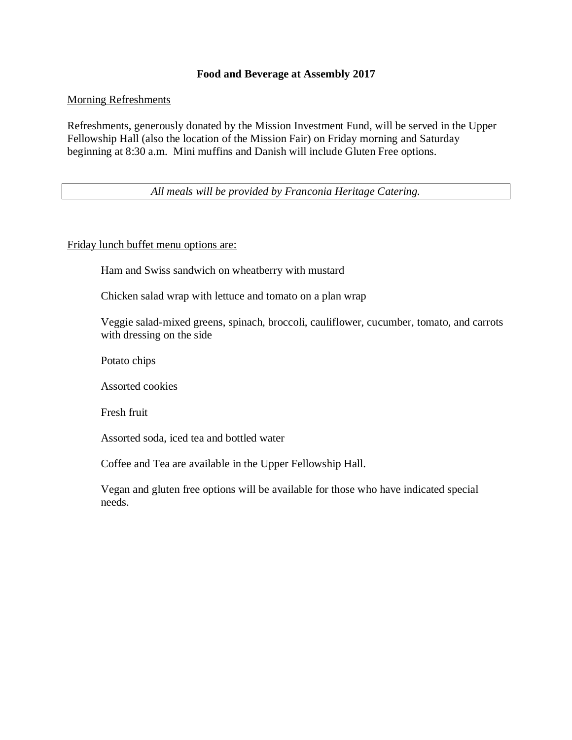## Food and Beverage at Assembly 2017

Morning Refreshments

Refreshments, generously donated by the Mission Investment Fund, will be served in the Upper Fellowship Hall (also the location of the Mission Fair) on Friday morning and Saturday beginning at 8:30 a.m. Mini muffins and Danish will include Gluten Free options.

*All meals will be provided by Franconia Heritage Catering.*

Friday lunch buffet menu options are:

Ham and Swiss sandwich on wheatberry with mustard

Chicken salad wrap with lettuce and tomato on a plan wrap

Veggie salad-mixed greens, spinach, broccoli, cauliflower, cucumber, tomato, and carrots with dressing on the side

Potato chips

Assorted cookies

Fresh fruit

Assorted soda, iced tea and bottled water

Coffee and Tea are available in the Upper Fellowship Hall.

Vegan and gluten free options will be available for those who have indicated special needs.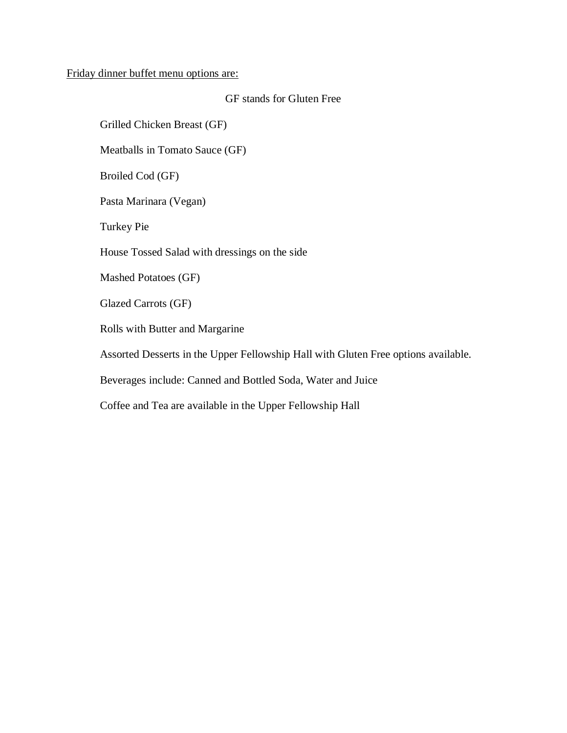<u>Friday dinner buffet menu options are:</u>

GF stands for Gluten Free

Grilled Chicken Breast (GF)

Meatballs in Tomato Sauce (GF)

Broiled Cod (GF)

Pasta Marinara (Vegan)

Turkey Pie

House Tossed Salad with dressings on the side

Mashed Potatoes (GF)

Glazed Carrots (GF)

Rolls with Butter and Margarine

Assorted Desserts in the Upper Fellowship Hall with Gluten Free options available.

Beverages include: Canned and Bottled Soda, Water and Juice

Coffee and Tea are available in the Upper Fellowship Hall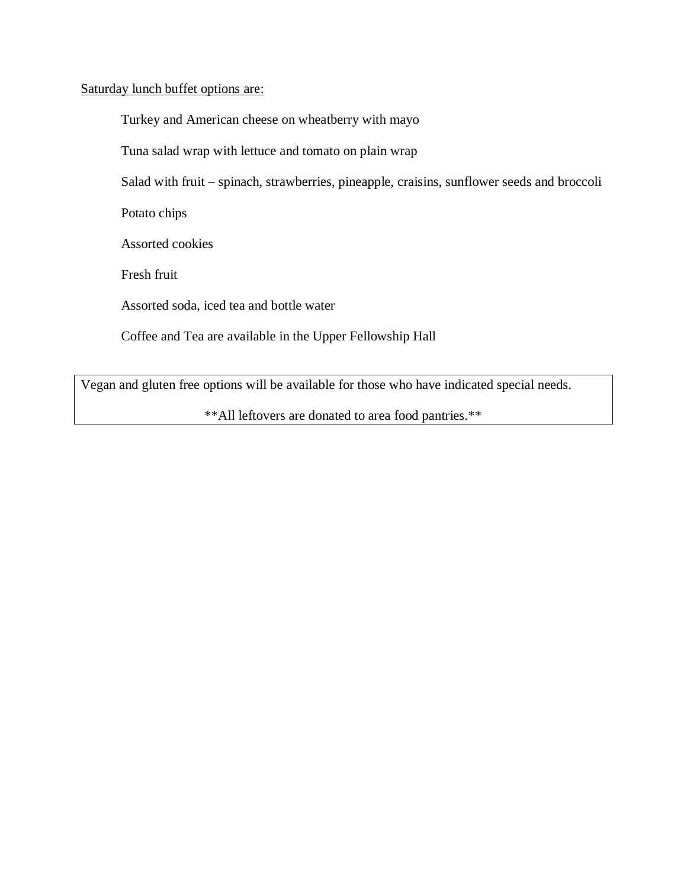<u>Saturday lunch buffet options are:</u>

Turkey and American cheese on wheatberry with mayo

Tuna salad wrap with lettuce and tomato on plain wrap

Salad with fruit – spinach, strawberries, pineapple, craisins, sunflower seeds and broccoli

Potato chips

Assorted cookies

Fresh fruit

Assorted soda, iced tea and bottle water

Coffee and Tea are available in the Upper Fellowship Hall

Vegan and gluten free options will be available for those who have indicated special needs.

**All leftovers are donated to area food pantries.**